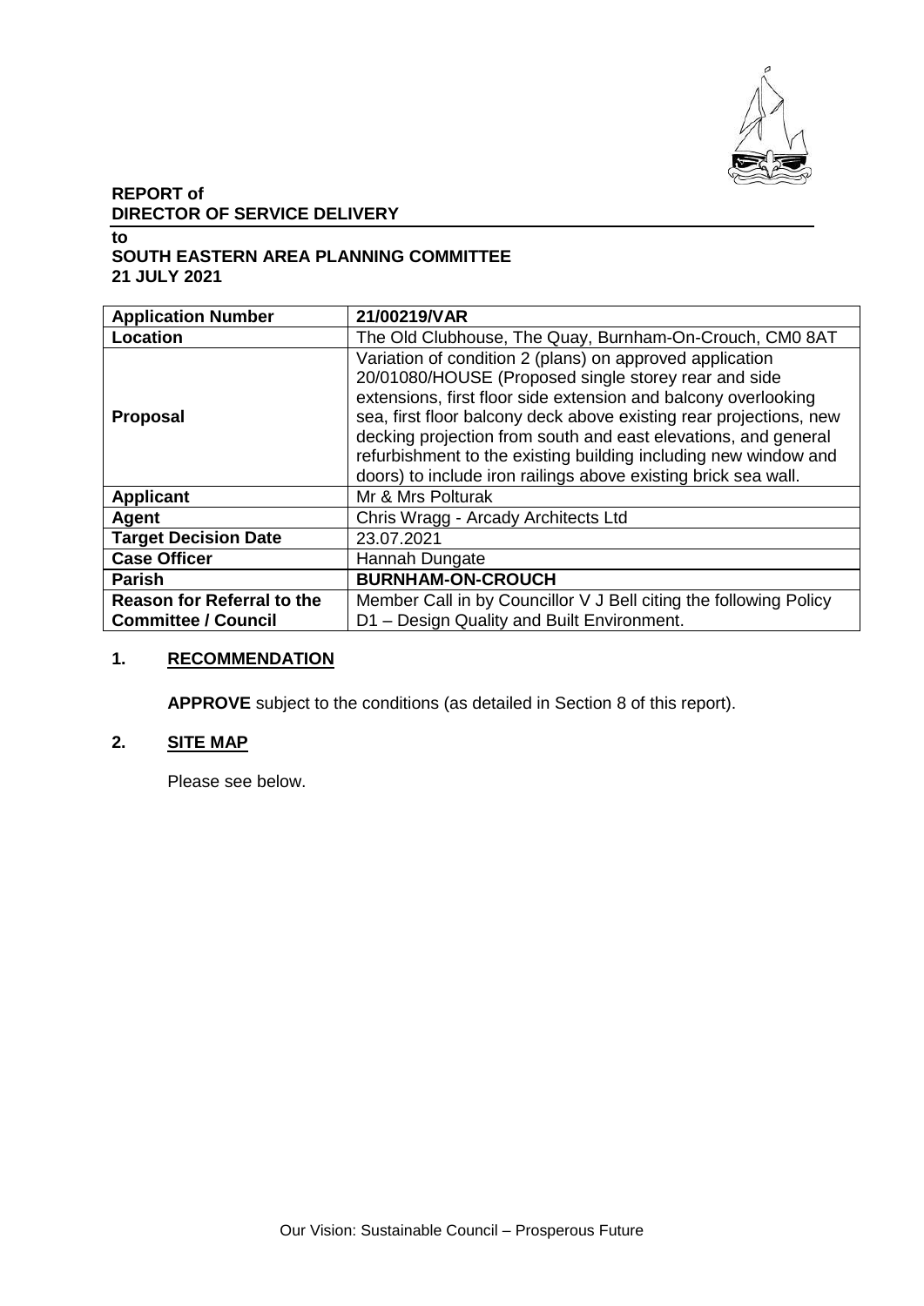**REPORT of**
**DIRECTOR OF SERVICE DELIVERY**

**to**
**SOUTH EASTERN AREA PLANNING COMMITTEE**
**21 JULY 2021**

| **Application Number** | **21/00219/VAR** |
|---|---|
| **Location** | The Old Clubhouse, The Quay, Burnham-On-Crouch, CM0 8AT |
| **Proposal** | Variation of condition 2 (plans) on approved application 20/01080/HOUSE (Proposed single storey rear and side extensions, first floor side extension and balcony overlooking sea, first floor balcony deck above existing rear projections, new decking projection from south and east elevations, and general refurbishment to the existing building including new window and doors) to include iron railings above existing brick sea wall. |
| **Applicant** | Mr & Mrs Polturak |
| **Agent** | Chris Wragg - Arcady Architects Ltd |
| **Target Decision Date** | 23.07.2021 |
| **Case Officer** | Hannah Dungate |
| **Parish** | **BURNHAM-ON-CROUCH** |
| **Reason for Referral to the Committee / Council** | Member Call in by Councillor V J Bell citing the following Policy D1 – Design Quality and Built Environment. |

## 1. RECOMMENDATION

**APPROVE** subject to the conditions (as detailed in Section 8 of this report).

## 2. SITE MAP

Please see below.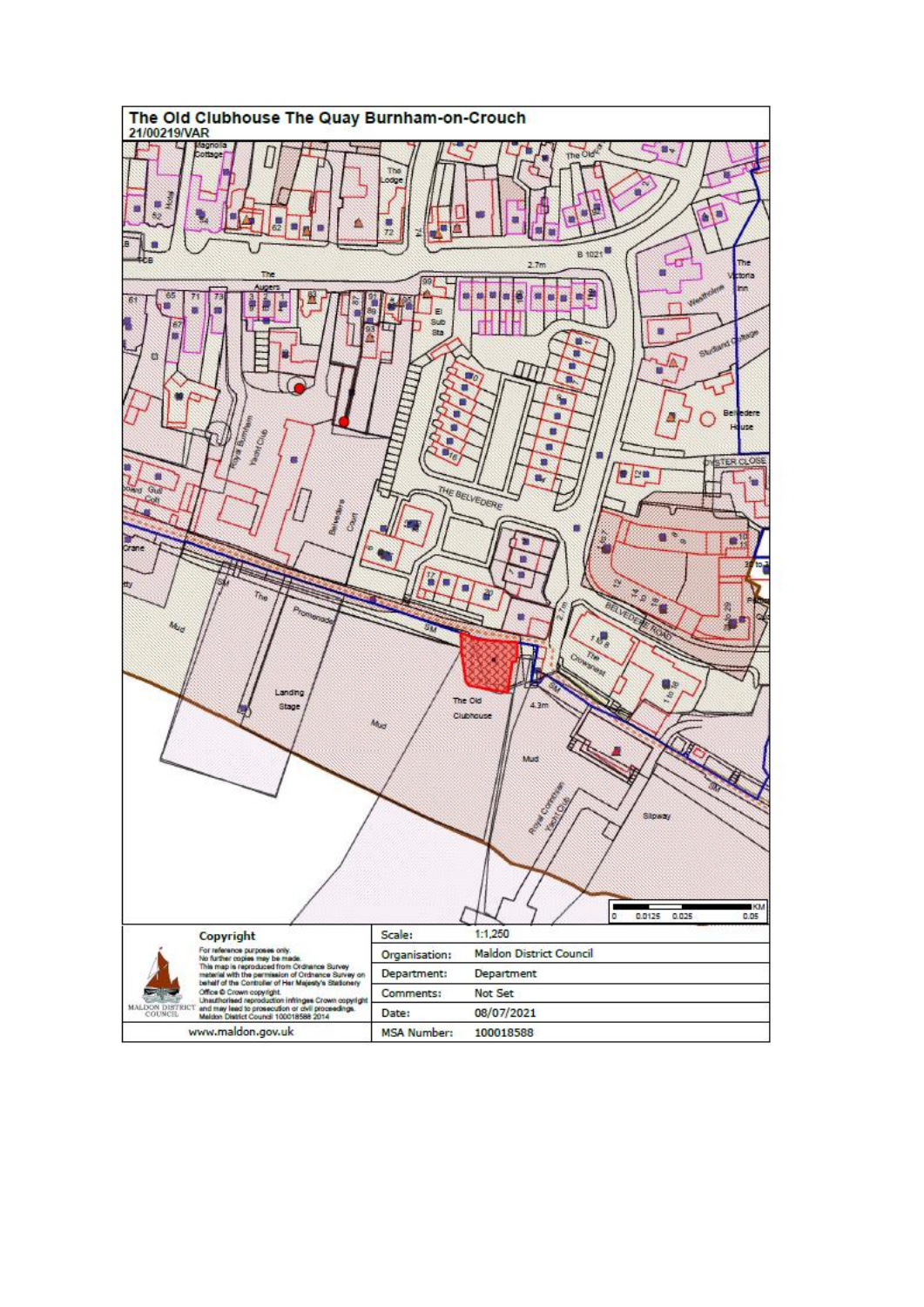# The Old Clubhouse The Quay Burnham-on-Crouch

21/00219/VAR

**Copyright**

For reference purposes only.
No further copies may be made.
This map is reproduced from Ordnance Survey material with the permission of Ordnance Survey on behalf of the Controller of Her Majesty's Stationery Office © Crown copyright.
Unauthorised reproduction infringes Crown copyright and may lead to prosecution or civil proceedings.
Maldon District Council 100018588 2014

MALDON DISTRICT COUNCIL

www.maldon.gov.uk

| Scale: | 1:1,250 |
|---|---|
| Organisation: | Maldon District Council |
| Department: | Department |
| Comments: | Not Set |
| Date: | 08/07/2021 |
| MSA Number: | 100018588 |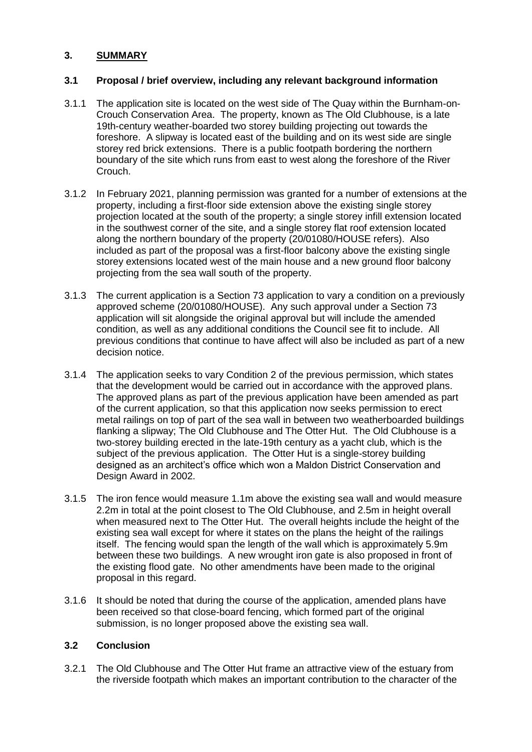## 3. **SUMMARY**

### 3.1 Proposal / brief overview, including any relevant background information

3.1.1 The application site is located on the west side of The Quay within the Burnham-on-Crouch Conservation Area. The property, known as The Old Clubhouse, is a late 19th-century weather-boarded two storey building projecting out towards the foreshore. A slipway is located east of the building and on its west side are single storey red brick extensions. There is a public footpath bordering the northern boundary of the site which runs from east to west along the foreshore of the River Crouch.

3.1.2 In February 2021, planning permission was granted for a number of extensions at the property, including a first-floor side extension above the existing single storey projection located at the south of the property; a single storey infill extension located in the southwest corner of the site, and a single storey flat roof extension located along the northern boundary of the property (20/01080/HOUSE refers). Also included as part of the proposal was a first-floor balcony above the existing single storey extensions located west of the main house and a new ground floor balcony projecting from the sea wall south of the property.

3.1.3 The current application is a Section 73 application to vary a condition on a previously approved scheme (20/01080/HOUSE). Any such approval under a Section 73 application will sit alongside the original approval but will include the amended condition, as well as any additional conditions the Council see fit to include. All previous conditions that continue to have affect will also be included as part of a new decision notice.

3.1.4 The application seeks to vary Condition 2 of the previous permission, which states that the development would be carried out in accordance with the approved plans. The approved plans as part of the previous application have been amended as part of the current application, so that this application now seeks permission to erect metal railings on top of part of the sea wall in between two weatherboarded buildings flanking a slipway; The Old Clubhouse and The Otter Hut. The Old Clubhouse is a two-storey building erected in the late-19th century as a yacht club, which is the subject of the previous application. The Otter Hut is a single-storey building designed as an architect's office which won a Maldon District Conservation and Design Award in 2002.

3.1.5 The iron fence would measure 1.1m above the existing sea wall and would measure 2.2m in total at the point closest to The Old Clubhouse, and 2.5m in height overall when measured next to The Otter Hut. The overall heights include the height of the existing sea wall except for where it states on the plans the height of the railings itself. The fencing would span the length of the wall which is approximately 5.9m between these two buildings. A new wrought iron gate is also proposed in front of the existing flood gate. No other amendments have been made to the original proposal in this regard.

3.1.6 It should be noted that during the course of the application, amended plans have been received so that close-board fencing, which formed part of the original submission, is no longer proposed above the existing sea wall.

### 3.2 Conclusion

3.2.1 The Old Clubhouse and The Otter Hut frame an attractive view of the estuary from the riverside footpath which makes an important contribution to the character of the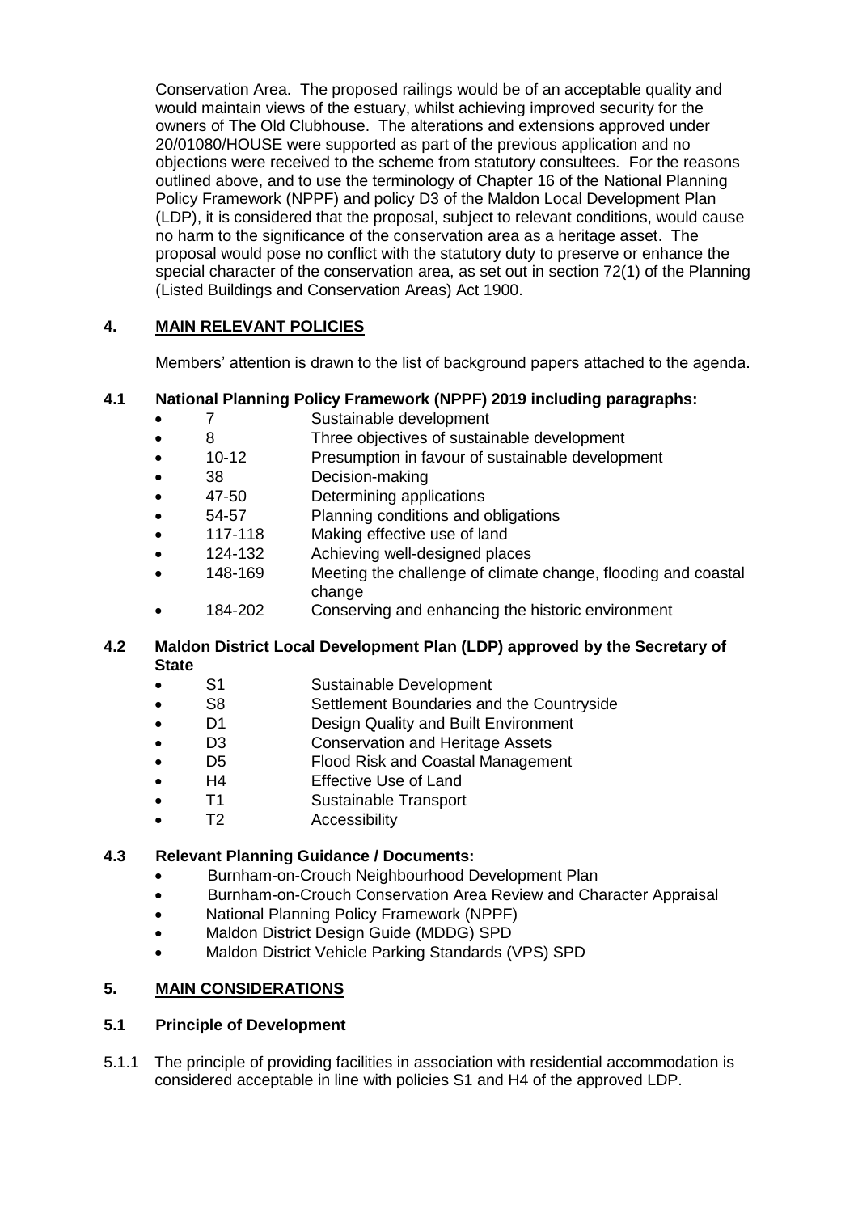Conservation Area. The proposed railings would be of an acceptable quality and would maintain views of the estuary, whilst achieving improved security for the owners of The Old Clubhouse. The alterations and extensions approved under 20/01080/HOUSE were supported as part of the previous application and no objections were received to the scheme from statutory consultees. For the reasons outlined above, and to use the terminology of Chapter 16 of the National Planning Policy Framework (NPPF) and policy D3 of the Maldon Local Development Plan (LDP), it is considered that the proposal, subject to relevant conditions, would cause no harm to the significance of the conservation area as a heritage asset. The proposal would pose no conflict with the statutory duty to preserve or enhance the special character of the conservation area, as set out in section 72(1) of the Planning (Listed Buildings and Conservation Areas) Act 1900.

## 4. MAIN RELEVANT POLICIES

Members' attention is drawn to the list of background papers attached to the agenda.

### 4.1 National Planning Policy Framework (NPPF) 2019 including paragraphs:

- 7 Sustainable development
- 8 Three objectives of sustainable development
- 10-12 Presumption in favour of sustainable development
- 38 Decision-making
- 47-50 Determining applications
- 54-57 Planning conditions and obligations
- 117-118 Making effective use of land
- 124-132 Achieving well-designed places
- 148-169 Meeting the challenge of climate change, flooding and coastal change
- 184-202 Conserving and enhancing the historic environment

### 4.2 Maldon District Local Development Plan (LDP) approved by the Secretary of State

- S1 Sustainable Development
- S8 Settlement Boundaries and the Countryside
- D1 Design Quality and Built Environment
- D3 Conservation and Heritage Assets
- D5 Flood Risk and Coastal Management
- H4 Effective Use of Land
- T1 Sustainable Transport
- T2 Accessibility

### 4.3 Relevant Planning Guidance / Documents:

- Burnham-on-Crouch Neighbourhood Development Plan
- Burnham-on-Crouch Conservation Area Review and Character Appraisal
- National Planning Policy Framework (NPPF)
- Maldon District Design Guide (MDDG) SPD
- Maldon District Vehicle Parking Standards (VPS) SPD

## 5. MAIN CONSIDERATIONS

### 5.1 Principle of Development

5.1.1 The principle of providing facilities in association with residential accommodation is considered acceptable in line with policies S1 and H4 of the approved LDP.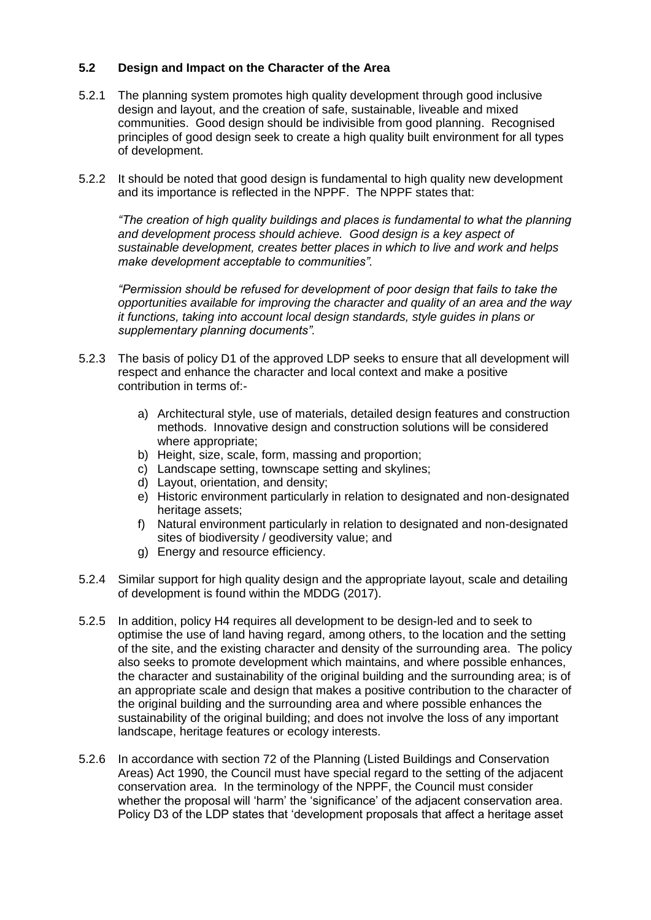### 5.2 Design and Impact on the Character of the Area

5.2.1 The planning system promotes high quality development through good inclusive design and layout, and the creation of safe, sustainable, liveable and mixed communities. Good design should be indivisible from good planning. Recognised principles of good design seek to create a high quality built environment for all types of development.

5.2.2 It should be noted that good design is fundamental to high quality new development and its importance is reflected in the NPPF. The NPPF states that:

*"The creation of high quality buildings and places is fundamental to what the planning and development process should achieve. Good design is a key aspect of sustainable development, creates better places in which to live and work and helps make development acceptable to communities".*

*"Permission should be refused for development of poor design that fails to take the opportunities available for improving the character and quality of an area and the way it functions, taking into account local design standards, style guides in plans or supplementary planning documents".*

5.2.3 The basis of policy D1 of the approved LDP seeks to ensure that all development will respect and enhance the character and local context and make a positive contribution in terms of:-

a) Architectural style, use of materials, detailed design features and construction methods. Innovative design and construction solutions will be considered where appropriate;
b) Height, size, scale, form, massing and proportion;
c) Landscape setting, townscape setting and skylines;
d) Layout, orientation, and density;
e) Historic environment particularly in relation to designated and non-designated heritage assets;
f) Natural environment particularly in relation to designated and non-designated sites of biodiversity / geodiversity value; and
g) Energy and resource efficiency.

5.2.4 Similar support for high quality design and the appropriate layout, scale and detailing of development is found within the MDDG (2017).

5.2.5 In addition, policy H4 requires all development to be design-led and to seek to optimise the use of land having regard, among others, to the location and the setting of the site, and the existing character and density of the surrounding area. The policy also seeks to promote development which maintains, and where possible enhances, the character and sustainability of the original building and the surrounding area; is of an appropriate scale and design that makes a positive contribution to the character of the original building and the surrounding area and where possible enhances the sustainability of the original building; and does not involve the loss of any important landscape, heritage features or ecology interests.

5.2.6 In accordance with section 72 of the Planning (Listed Buildings and Conservation Areas) Act 1990, the Council must have special regard to the setting of the adjacent conservation area. In the terminology of the NPPF, the Council must consider whether the proposal will 'harm' the 'significance' of the adjacent conservation area. Policy D3 of the LDP states that 'development proposals that affect a heritage asset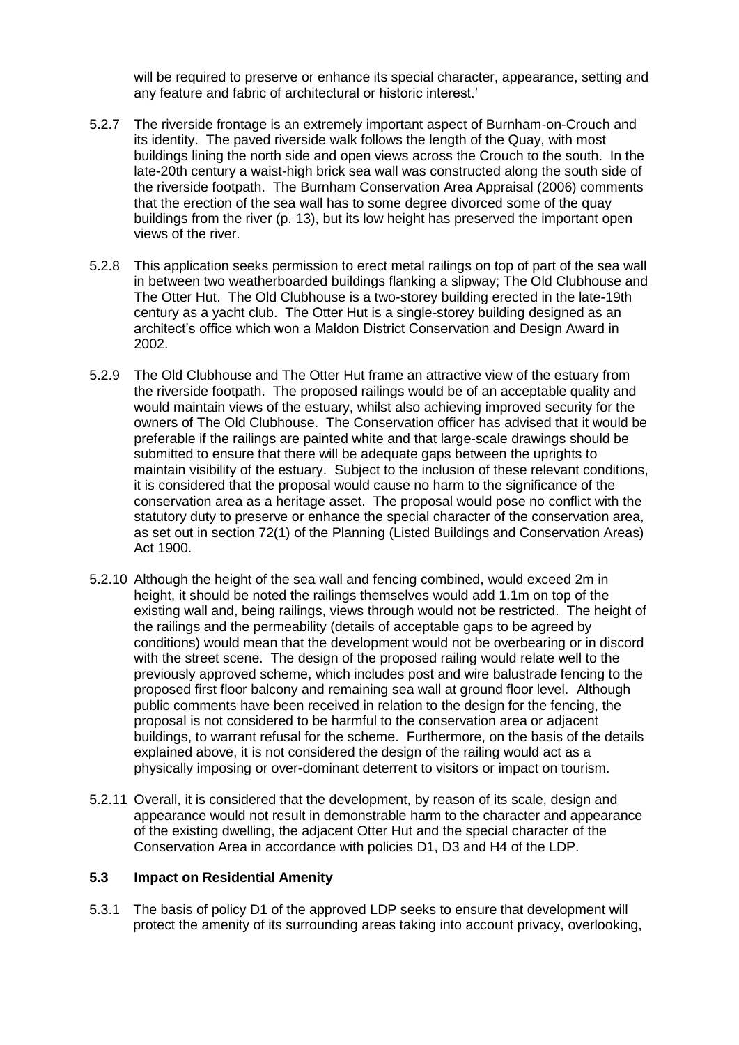will be required to preserve or enhance its special character, appearance, setting and any feature and fabric of architectural or historic interest.'

5.2.7 The riverside frontage is an extremely important aspect of Burnham-on-Crouch and its identity. The paved riverside walk follows the length of the Quay, with most buildings lining the north side and open views across the Crouch to the south. In the late-20th century a waist-high brick sea wall was constructed along the south side of the riverside footpath. The Burnham Conservation Area Appraisal (2006) comments that the erection of the sea wall has to some degree divorced some of the quay buildings from the river (p. 13), but its low height has preserved the important open views of the river.

5.2.8 This application seeks permission to erect metal railings on top of part of the sea wall in between two weatherboarded buildings flanking a slipway; The Old Clubhouse and The Otter Hut. The Old Clubhouse is a two-storey building erected in the late-19th century as a yacht club. The Otter Hut is a single-storey building designed as an architect's office which won a Maldon District Conservation and Design Award in 2002.

5.2.9 The Old Clubhouse and The Otter Hut frame an attractive view of the estuary from the riverside footpath. The proposed railings would be of an acceptable quality and would maintain views of the estuary, whilst also achieving improved security for the owners of The Old Clubhouse. The Conservation officer has advised that it would be preferable if the railings are painted white and that large-scale drawings should be submitted to ensure that there will be adequate gaps between the uprights to maintain visibility of the estuary. Subject to the inclusion of these relevant conditions, it is considered that the proposal would cause no harm to the significance of the conservation area as a heritage asset. The proposal would pose no conflict with the statutory duty to preserve or enhance the special character of the conservation area, as set out in section 72(1) of the Planning (Listed Buildings and Conservation Areas) Act 1900.

5.2.10 Although the height of the sea wall and fencing combined, would exceed 2m in height, it should be noted the railings themselves would add 1.1m on top of the existing wall and, being railings, views through would not be restricted. The height of the railings and the permeability (details of acceptable gaps to be agreed by conditions) would mean that the development would not be overbearing or in discord with the street scene. The design of the proposed railing would relate well to the previously approved scheme, which includes post and wire balustrade fencing to the proposed first floor balcony and remaining sea wall at ground floor level. Although public comments have been received in relation to the design for the fencing, the proposal is not considered to be harmful to the conservation area or adjacent buildings, to warrant refusal for the scheme. Furthermore, on the basis of the details explained above, it is not considered the design of the railing would act as a physically imposing or over-dominant deterrent to visitors or impact on tourism.

5.2.11 Overall, it is considered that the development, by reason of its scale, design and appearance would not result in demonstrable harm to the character and appearance of the existing dwelling, the adjacent Otter Hut and the special character of the Conservation Area in accordance with policies D1, D3 and H4 of the LDP.

### 5.3 Impact on Residential Amenity

5.3.1 The basis of policy D1 of the approved LDP seeks to ensure that development will protect the amenity of its surrounding areas taking into account privacy, overlooking,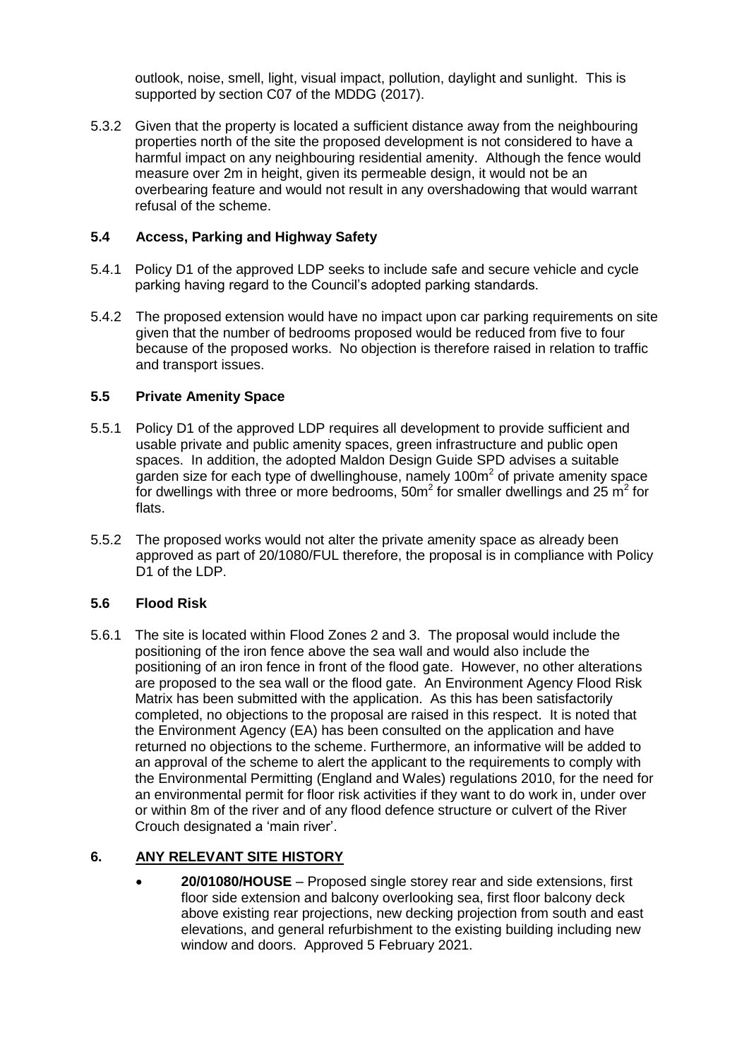outlook, noise, smell, light, visual impact, pollution, daylight and sunlight. This is supported by section C07 of the MDDG (2017).

5.3.2 Given that the property is located a sufficient distance away from the neighbouring properties north of the site the proposed development is not considered to have a harmful impact on any neighbouring residential amenity. Although the fence would measure over 2m in height, given its permeable design, it would not be an overbearing feature and would not result in any overshadowing that would warrant refusal of the scheme.

### 5.4 Access, Parking and Highway Safety

5.4.1 Policy D1 of the approved LDP seeks to include safe and secure vehicle and cycle parking having regard to the Council's adopted parking standards.

5.4.2 The proposed extension would have no impact upon car parking requirements on site given that the number of bedrooms proposed would be reduced from five to four because of the proposed works. No objection is therefore raised in relation to traffic and transport issues.

### 5.5 Private Amenity Space

5.5.1 Policy D1 of the approved LDP requires all development to provide sufficient and usable private and public amenity spaces, green infrastructure and public open spaces. In addition, the adopted Maldon Design Guide SPD advises a suitable garden size for each type of dwellinghouse, namely 100m$^2$ of private amenity space for dwellings with three or more bedrooms, 50m$^2$ for smaller dwellings and 25 m$^2$ for flats.

5.5.2 The proposed works would not alter the private amenity space as already been approved as part of 20/1080/FUL therefore, the proposal is in compliance with Policy D1 of the LDP.

### 5.6 Flood Risk

5.6.1 The site is located within Flood Zones 2 and 3. The proposal would include the positioning of the iron fence above the sea wall and would also include the positioning of an iron fence in front of the flood gate. However, no other alterations are proposed to the sea wall or the flood gate. An Environment Agency Flood Risk Matrix has been submitted with the application. As this has been satisfactorily completed, no objections to the proposal are raised in this respect. It is noted that the Environment Agency (EA) has been consulted on the application and have returned no objections to the scheme. Furthermore, an informative will be added to an approval of the scheme to alert the applicant to the requirements to comply with the Environmental Permitting (England and Wales) regulations 2010, for the need for an environmental permit for floor risk activities if they want to do work in, under over or within 8m of the river and of any flood defence structure or culvert of the River Crouch designated a 'main river'.

## 6. ANY RELEVANT SITE HISTORY

- **20/01080/HOUSE** – Proposed single storey rear and side extensions, first floor side extension and balcony overlooking sea, first floor balcony deck above existing rear projections, new decking projection from south and east elevations, and general refurbishment to the existing building including new window and doors. Approved 5 February 2021.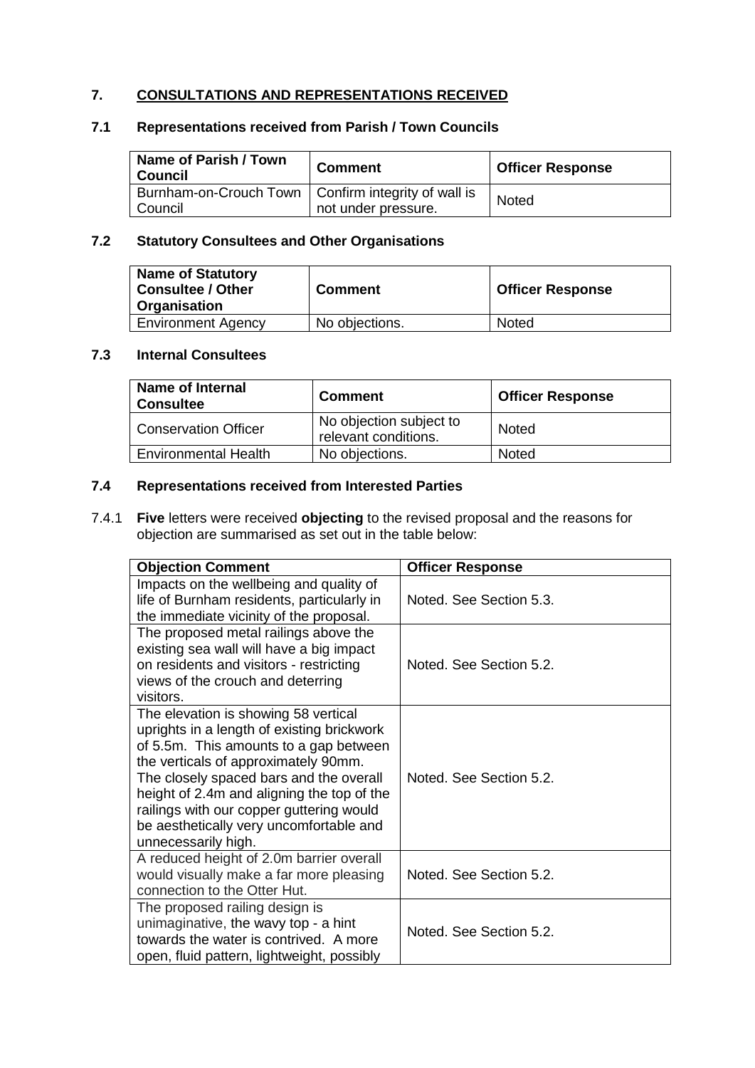## 7. CONSULTATIONS AND REPRESENTATIONS RECEIVED

### 7.1 Representations received from Parish / Town Councils

| Name of Parish / Town Council | Comment | Officer Response |
|---|---|---|
| Burnham-on-Crouch Town Council | Confirm integrity of wall is not under pressure. | Noted |

### 7.2 Statutory Consultees and Other Organisations

| Name of Statutory Consultee / Other Organisation | Comment | Officer Response |
|---|---|---|
| Environment Agency | No objections. | Noted |

### 7.3 Internal Consultees

| Name of Internal Consultee | Comment | Officer Response |
|---|---|---|
| Conservation Officer | No objection subject to relevant conditions. | Noted |
| Environmental Health | No objections. | Noted |

### 7.4 Representations received from Interested Parties

7.4.1 **Five** letters were received **objecting** to the revised proposal and the reasons for objection are summarised as set out in the table below:

| Objection Comment | Officer Response |
|---|---|
| Impacts on the wellbeing and quality of life of Burnham residents, particularly in the immediate vicinity of the proposal. | Noted. See Section 5.3. |
| The proposed metal railings above the existing sea wall will have a big impact on residents and visitors - restricting views of the crouch and deterring visitors. | Noted. See Section 5.2. |
| The elevation is showing 58 vertical uprights in a length of existing brickwork of 5.5m. This amounts to a gap between the verticals of approximately 90mm. The closely spaced bars and the overall height of 2.4m and aligning the top of the railings with our copper guttering would be aesthetically very uncomfortable and unnecessarily high. | Noted. See Section 5.2. |
| A reduced height of 2.0m barrier overall would visually make a far more pleasing connection to the Otter Hut. | Noted. See Section 5.2. |
| The proposed railing design is unimaginative, the wavy top - a hint towards the water is contrived. A more open, fluid pattern, lightweight, possibly | Noted. See Section 5.2. |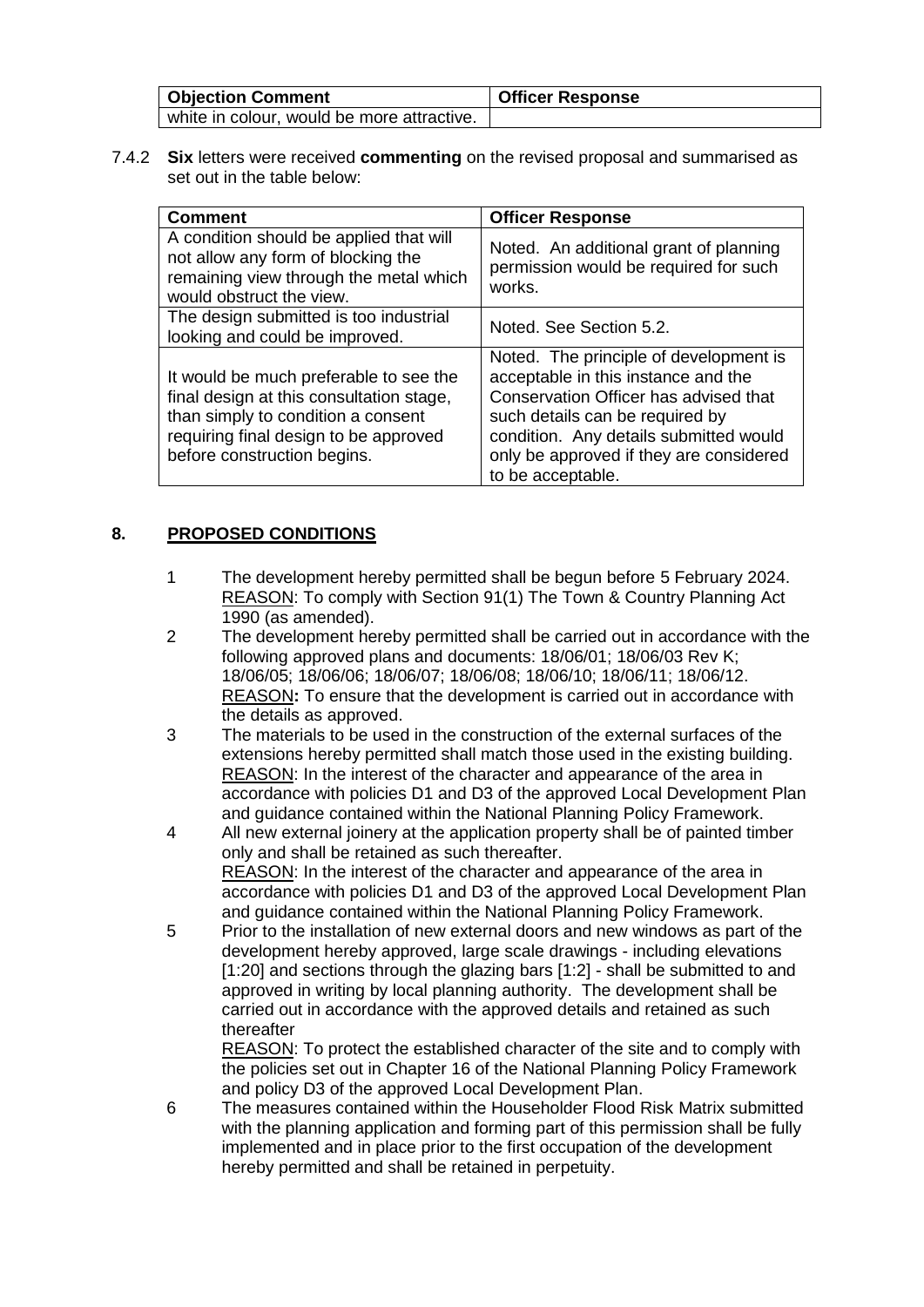| Objection Comment | Officer Response |
|---|---|
| white in colour, would be more attractive. | |

7.4.2 **Six** letters were received **commenting** on the revised proposal and summarised as set out in the table below:

| Comment | Officer Response |
|---|---|
| A condition should be applied that will not allow any form of blocking the remaining view through the metal which would obstruct the view. | Noted. An additional grant of planning permission would be required for such works. |
| The design submitted is too industrial looking and could be improved. | Noted. See Section 5.2. |
| It would be much preferable to see the final design at this consultation stage, than simply to condition a consent requiring final design to be approved before construction begins. | Noted. The principle of development is acceptable in this instance and the Conservation Officer has advised that such details can be required by condition. Any details submitted would only be approved if they are considered to be acceptable. |

## 8. PROPOSED CONDITIONS

1 The development hereby permitted shall be begun before 5 February 2024.
REASON: To comply with Section 91(1) The Town & Country Planning Act 1990 (as amended).

2 The development hereby permitted shall be carried out in accordance with the following approved plans and documents: 18/06/01; 18/06/03 Rev K; 18/06/05; 18/06/06; 18/06/07; 18/06/08; 18/06/10; 18/06/11; 18/06/12.
REASON**:** To ensure that the development is carried out in accordance with the details as approved.

3 The materials to be used in the construction of the external surfaces of the extensions hereby permitted shall match those used in the existing building.
REASON: In the interest of the character and appearance of the area in accordance with policies D1 and D3 of the approved Local Development Plan and guidance contained within the National Planning Policy Framework.

4 All new external joinery at the application property shall be of painted timber only and shall be retained as such thereafter.
REASON: In the interest of the character and appearance of the area in accordance with policies D1 and D3 of the approved Local Development Plan and guidance contained within the National Planning Policy Framework.

5 Prior to the installation of new external doors and new windows as part of the development hereby approved, large scale drawings - including elevations [1:20] and sections through the glazing bars [1:2] - shall be submitted to and approved in writing by local planning authority. The development shall be carried out in accordance with the approved details and retained as such thereafter
REASON: To protect the established character of the site and to comply with the policies set out in Chapter 16 of the National Planning Policy Framework and policy D3 of the approved Local Development Plan.

6 The measures contained within the Householder Flood Risk Matrix submitted with the planning application and forming part of this permission shall be fully implemented and in place prior to the first occupation of the development hereby permitted and shall be retained in perpetuity.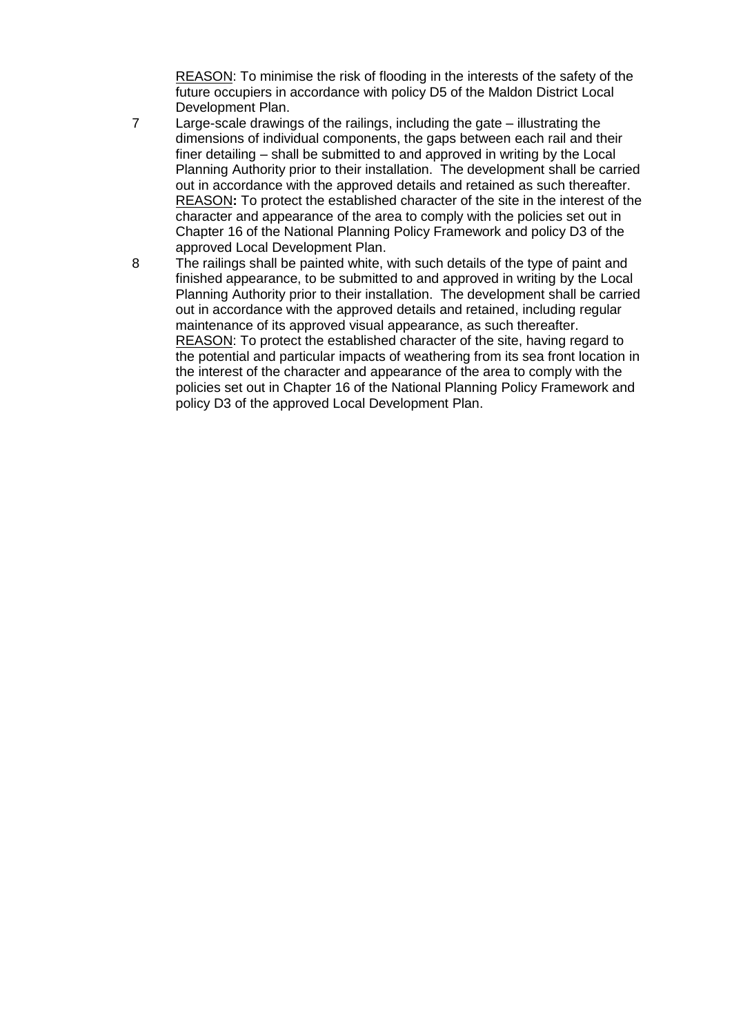REASON: To minimise the risk of flooding in the interests of the safety of the future occupiers in accordance with policy D5 of the Maldon District Local Development Plan.

7 Large-scale drawings of the railings, including the gate – illustrating the dimensions of individual components, the gaps between each rail and their finer detailing – shall be submitted to and approved in writing by the Local Planning Authority prior to their installation. The development shall be carried out in accordance with the approved details and retained as such thereafter.
REASON**:** To protect the established character of the site in the interest of the character and appearance of the area to comply with the policies set out in Chapter 16 of the National Planning Policy Framework and policy D3 of the approved Local Development Plan.

8 The railings shall be painted white, with such details of the type of paint and finished appearance, to be submitted to and approved in writing by the Local Planning Authority prior to their installation. The development shall be carried out in accordance with the approved details and retained, including regular maintenance of its approved visual appearance, as such thereafter.
REASON: To protect the established character of the site, having regard to the potential and particular impacts of weathering from its sea front location in the interest of the character and appearance of the area to comply with the policies set out in Chapter 16 of the National Planning Policy Framework and policy D3 of the approved Local Development Plan.